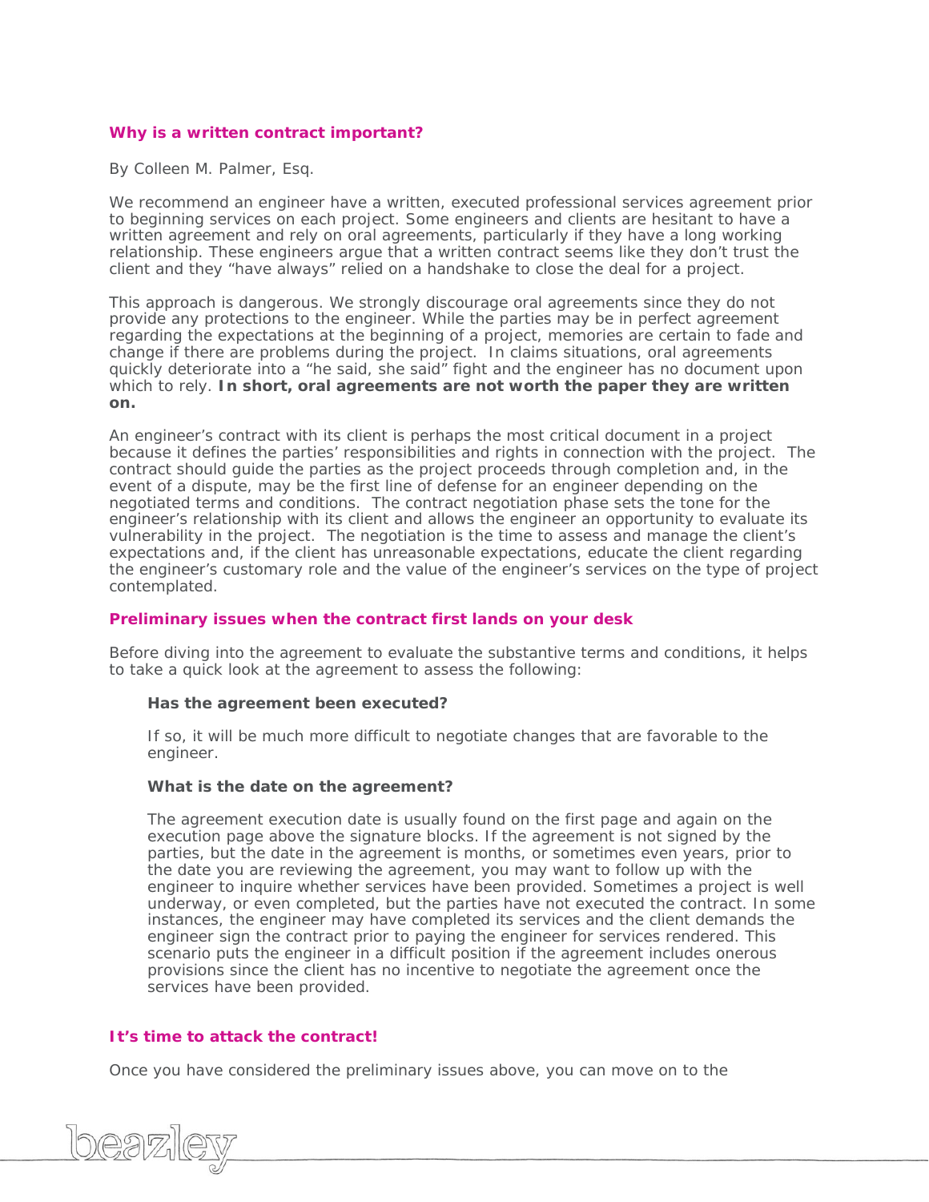## Why is a written contract important?

By Colleen M. Palmer, Esq.

We recommend an engineer have a written, executed professional services agreement prior to beginning services on each project. Some engineers and clients are hesitant to have a written agreement and rely on oral agreements, particularly if they have a long working relationship. These engineers argue that a written contract seems like they don't trust the client and they "have always" relied on a handshake to close the deal for a project.

This approach is dangerous. We strongly discourage oral agreements since they do not provide any protections to the engineer. While the parties may be in perfect agreement regarding the expectations at the beginning of a project, memories are certain to fade and change if there are problems during the project. In claims situations, oral agreements quickly deteriorate into a "he said, she said" fight and the engineer has no document upon which to rely. **In short, oral agreements are not worth the paper they are written on.**

An engineer's contract with its client is perhaps the most critical document in a project because it defines the parties' responsibilities and rights in connection with the project. The contract should guide the parties as the project proceeds through completion and, in the event of a dispute, may be the first line of defense for an engineer depending on the negotiated terms and conditions. The contract negotiation phase sets the tone for the engineer's relationship with its client and allows the engineer an opportunity to evaluate its vulnerability in the project. The negotiation is the time to assess and manage the client's expectations and, if the client has unreasonable expectations, educate the client regarding the engineer's customary role and the value of the engineer's services on the type of project contemplated.

## Preliminary issues when the contract first lands on your desk

Before diving into the agreement to evaluate the substantive terms and conditions, it helps to take a quick look at the agreement to assess the following:

**Has the agreement been executed?**

If so, it will be much more difficult to negotiate changes that are favorable to the engineer.

**What is the date on the agreement?**

The agreement execution date is usually found on the first page and again on the execution page above the signature blocks. If the agreement is not signed by the parties, but the date in the agreement is months, or sometimes even years, prior to the date you are reviewing the agreement, you may want to follow up with the engineer to inquire whether services have been provided. Sometimes a project is well underway, or even completed, but the parties have not executed the contract. In some instances, the engineer may have completed its services and the client demands the engineer sign the contract prior to paying the engineer for services rendered. This scenario puts the engineer in a difficult position if the agreement includes onerous provisions since the client has no incentive to negotiate the agreement once the services have been provided.

## It's time to attack the contract!

Once you have considered the preliminary issues above, you can move on to the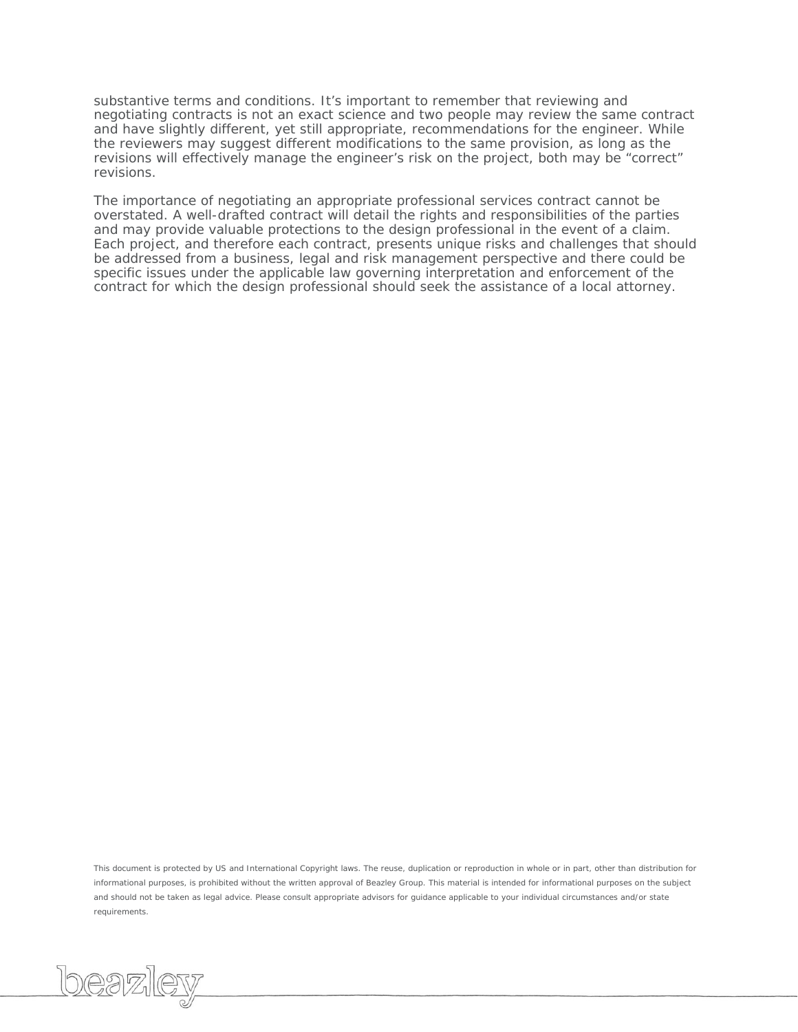substantive terms and conditions. It's important to remember that reviewing and negotiating contracts is not an exact science and two people may review the same contract and have slightly different, yet still appropriate, recommendations for the engineer. While the reviewers may suggest different modifications to the same provision, as long as the revisions will effectively manage the engineer's risk on the project, both may be "correct" revisions.

The importance of negotiating an appropriate professional services contract cannot be overstated. A well-drafted contract will detail the rights and responsibilities of the parties and may provide valuable protections to the design professional in the event of a claim. Each project, and therefore each contract, presents unique risks and challenges that should be addressed from a business, legal and risk management perspective and there could be specific issues under the applicable law governing interpretation and enforcement of the contract for which the design professional should seek the assistance of a local attorney.

This document is protected by US and International Copyright laws. The reuse, duplication or reproduction in whole or in part, other than distribution for informational purposes, is prohibited without the written approval of Beazley Group. This material is intended for informational purposes on the subject and should not be taken as legal advice. Please consult appropriate advisors for guidance applicable to your individual circumstances and/or state requirements.